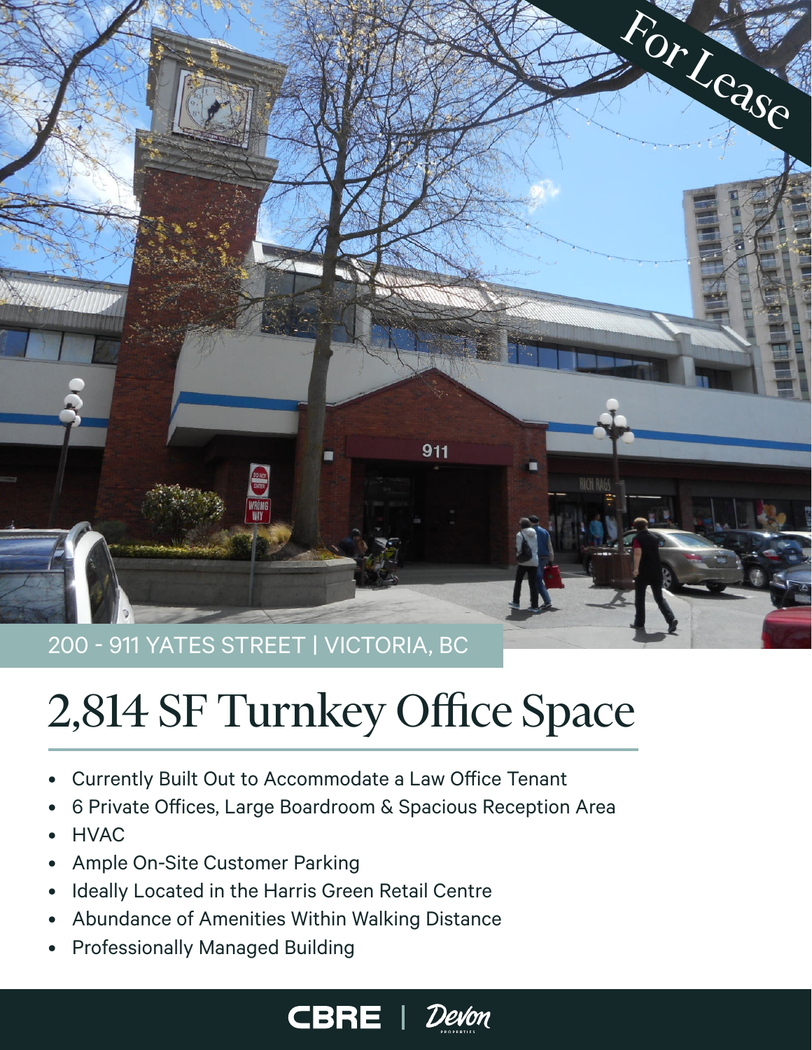For Lease

200 - 911 YATES STREET | VICTORIA, BC

# 2,814 SF Turnkey Office Space

- Currently Built Out to Accommodate a Law Office Tenant
- 6 Private Offices, Large Boardroom & Spacious Reception Area
- HVAC
- Ample On-Site Customer Parking
- Ideally Located in the Harris Green Retail Centre
- Abundance of Amenities Within Walking Distance
- Professionally Managed Building

CBRE | Devon PROPERTIES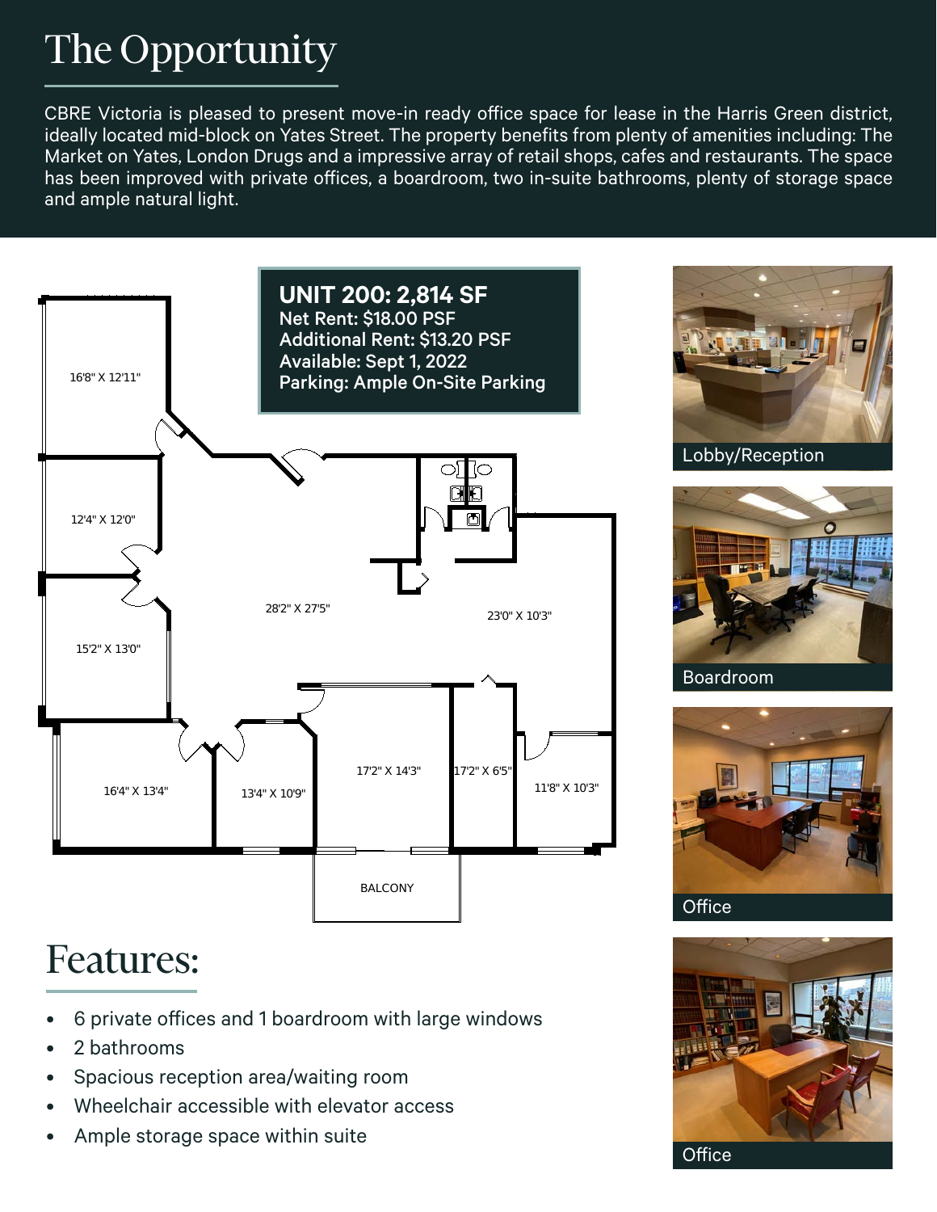# The Opportunity

CBRE Victoria is pleased to present move-in ready office space for lease in the Harris Green district, ideally located mid-block on Yates Street. The property benefits from plenty of amenities including: The Market on Yates, London Drugs and a impressive array of retail shops, cafes and restaurants. The space has been improved with private offices, a boardroom, two in-suite bathrooms, plenty of storage space and ample natural light.

**UNIT 200: 2,814 SF**
**Net Rent: $18.00 PSF**
**Additional Rent: $13.20 PSF**
**Available: Sept 1, 2022**
**Parking: Ample On-Site Parking**

16'8" X 12'11"

12'4" X 12'0"

15'2" X 13'0"

28'2" X 27'5"

23'0" X 10'3"

16'4" X 13'4"

13'4" X 10'9"

17'2" X 14'3"

17'2" X 6'5"

11'8" X 10'3"

BALCONY

Lobby/Reception

Boardroom

Office

Office

# Features:

- 6 private offices and 1 boardroom with large windows
- 2 bathrooms
- Spacious reception area/waiting room
- Wheelchair accessible with elevator access
- Ample storage space within suite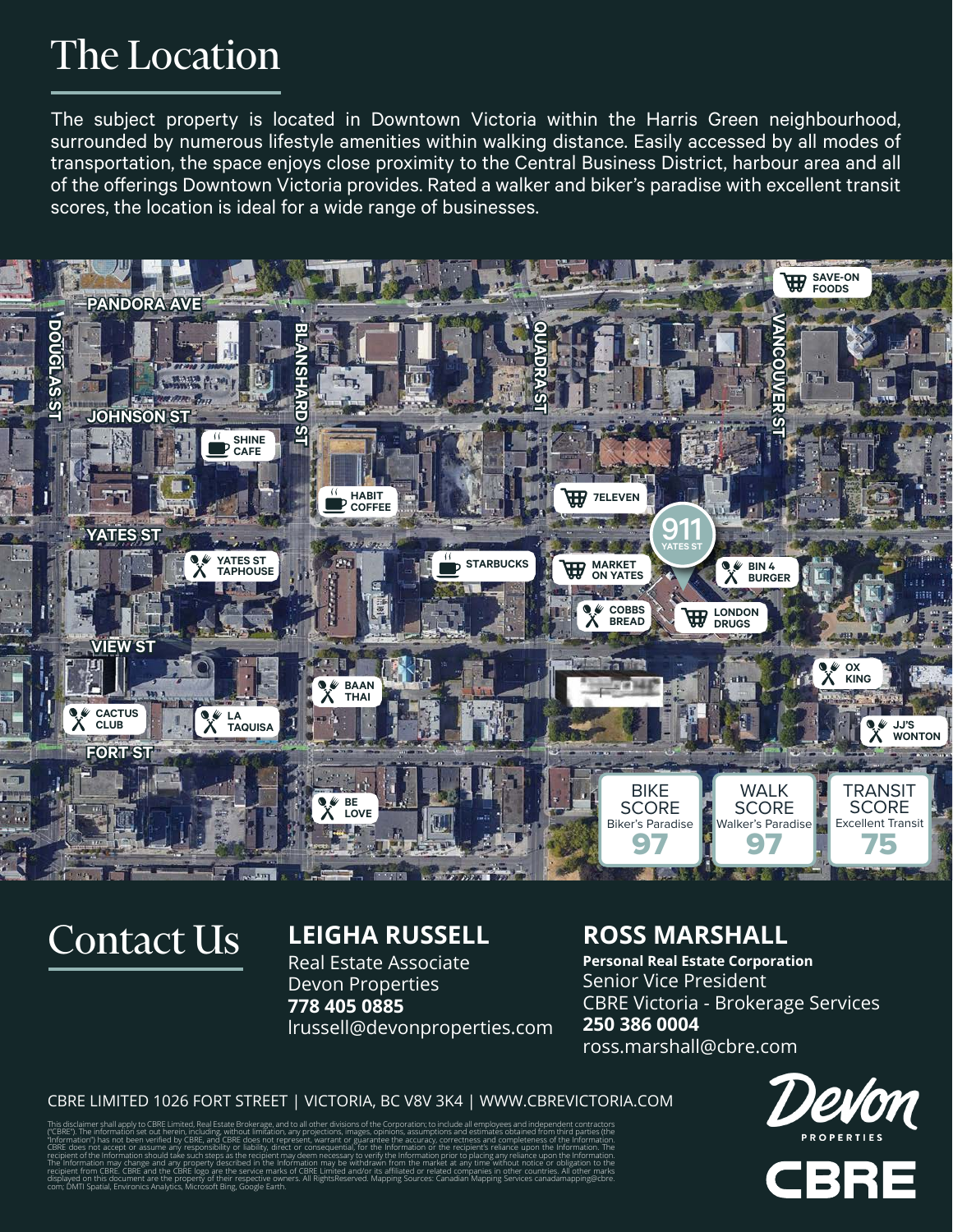# The Location

The subject property is located in Downtown Victoria within the Harris Green neighbourhood, surrounded by numerous lifestyle amenities within walking distance. Easily accessed by all modes of transportation, the space enjoys close proximity to the Central Business District, harbour area and all of the offerings Downtown Victoria provides. Rated a walker and biker's paradise with excellent transit scores, the location is ideal for a wide range of businesses.

PANDORA AVE
DOUGLAS ST
BLANSHARD ST
QUADRA ST
VANCOUVER ST
JOHNSON ST
YATES ST
VIEW ST
FORT ST

SAVE-ON FOODS
SHINE CAFE
HABIT COFFEE
7ELEVEN
911 YATES ST
STARBUCKS
MARKET ON YATES
BIN 4 BURGER
YATES ST TAPHOUSE
COBBS BREAD
LONDON DRUGS
OX KING
BAAN THAI
CACTUS CLUB
LA TAQUISA
JJ'S WONTON
BE LOVE

BIKE SCORE
Biker's Paradise
97

WALK SCORE
Walker's Paradise
97

TRANSIT SCORE
Excellent Transit
75

# Contact Us

## LEIGHA RUSSELL

Real Estate Associate
Devon Properties
**778 405 0885**
lrussell@devonproperties.com

## ROSS MARSHALL

**Personal Real Estate Corporation**
Senior Vice President
CBRE Victoria - Brokerage Services
**250 386 0004**
ross.marshall@cbre.com

CBRE LIMITED 1026 FORT STREET | VICTORIA, BC V8V 3K4 | WWW.CBREVICTORIA.COM

This disclaimer shall apply to CBRE Limited, Real Estate Brokerage, and to all other divisions of the Corporation; to include all employees and independent contractors ("CBRE"). The information set out herein, including, without limitation, any projections, images, opinions, assumptions and estimates obtained from third parties (the "Information") has not been verified by CBRE, and CBRE does not represent, warrant or guarantee the accuracy, correctness and completeness of the Information. CBRE does not accept or assume any responsibility or liability, direct or consequential, for the Information or the recipient's reliance upon the Information. The recipient of the Information should take such steps as the recipient may deem necessary to verify the Information prior to placing any reliance upon the Information. The Information may change and any property described in the Information may be withdrawn from the market at any time without notice or obligation to the recipient from CBRE. CBRE and the CBRE logo are the service marks of CBRE Limited and/or its affiliated or related companies in other countries. All other marks displayed on this document are the property of their respective owners. All RightsReserved. Mapping Sources: Canadian Mapping Services canadamapping@cbre.com; DMTI Spatial, Environics Analytics, Microsoft Bing, Google Earth.

Devon PROPERTIES

CBRE